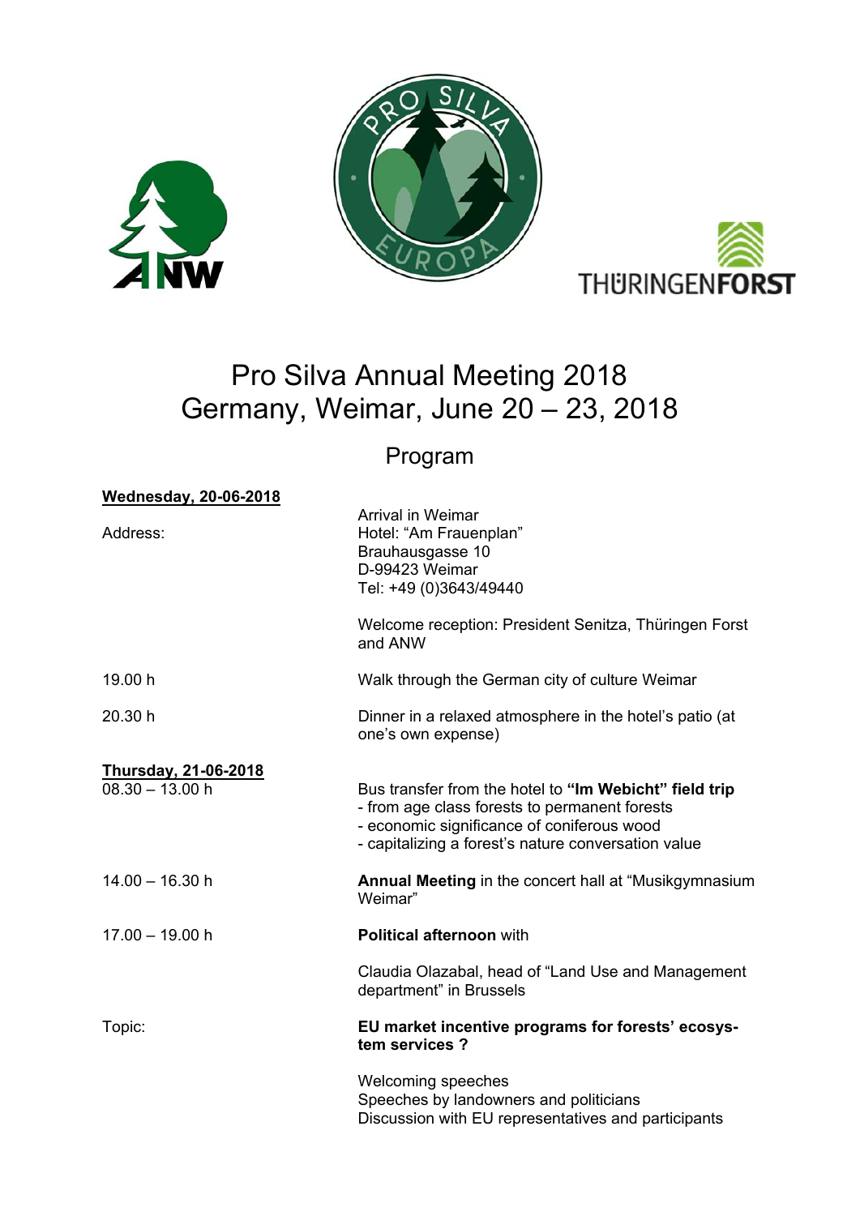# Pro Silva Annual Meeting 2018
# Germany, Weimar, June 20 – 23, 2018

## Program

**Wednesday, 20-06-2018**

| | |
|---|---|
| | Arrival in Weimar |
| Address: | Hotel: "Am Frauenplan"<br>Brauhausgasse 10<br>D-99423 Weimar<br>Tel: +49 (0)3643/49440 |
| | Welcome reception: President Senitza, Thüringen Forst and ANW |
| 19.00 h | Walk through the German city of culture Weimar |
| 20.30 h | Dinner in a relaxed atmosphere in the hotel's patio (at one's own expense) |

**Thursday, 21-06-2018**

| | |
|---|---|
| 08.30 – 13.00 h | Bus transfer from the hotel to **"Im Webicht" field trip**<br>- from age class forests to permanent forests<br>- economic significance of coniferous wood<br>- capitalizing a forest's nature conversation value |
| 14.00 – 16.30 h | **Annual Meeting** in the concert hall at "Musikgymnasium Weimar" |
| 17.00 – 19.00 h | **Political afternoon** with |
| | Claudia Olazabal, head of "Land Use and Management department" in Brussels |
| Topic: | **EU market incentive programs for forests' ecosystem services ?** |
| | Welcoming speeches<br>Speeches by landowners and politicians<br>Discussion with EU representatives and participants |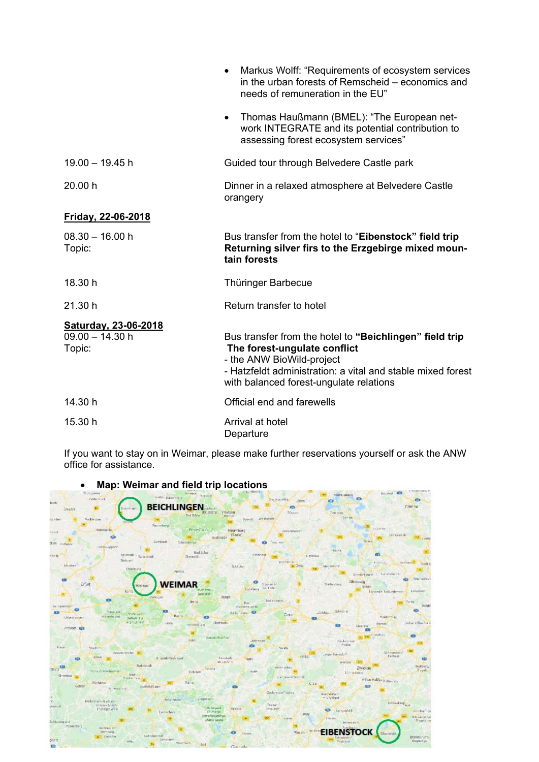- Markus Wolff: “Requirements of ecosystem services in the urban forests of Remscheid – economics and needs of remuneration in the EU”
- Thomas Haußmann (BMEL): “The European network INTEGRATE and its potential contribution to assessing forest ecosystem services”

| | |
|---|---|
| 19.00 – 19.45 h | Guided tour through Belvedere Castle park |
| 20.00 h | Dinner in a relaxed atmosphere at Belvedere Castle orangery |

**Friday, 22-06-2018**

| | |
|---|---|
| 08.30 – 16.00 h<br>Topic: | Bus transfer from the hotel to “**Eibenstock” field trip**<br>**Returning silver firs to the Erzgebirge mixed mountain forests** |
| 18.30 h | Thüringer Barbecue |
| 21.30 h | Return transfer to hotel |

**Saturday, 23-06-2018**

| | |
|---|---|
| 09.00 – 14.30 h<br>Topic: | Bus transfer from the hotel to **“Beichlingen” field trip**<br>**The forest-ungulate conflict**<br>- the ANW BioWild-project<br>- Hatzfeldt administration: a vital and stable mixed forest with balanced forest-ungulate relations |
| 14.30 h | Official end and farewells |
| 15.30 h | Arrival at hotel<br>Departure |

If you want to stay on in Weimar, please make further reservations yourself or ask the ANW office for assistance.

- **Map: Weimar and field trip locations**

BEICHLINGEN

WEIMAR

EIBENSTOCK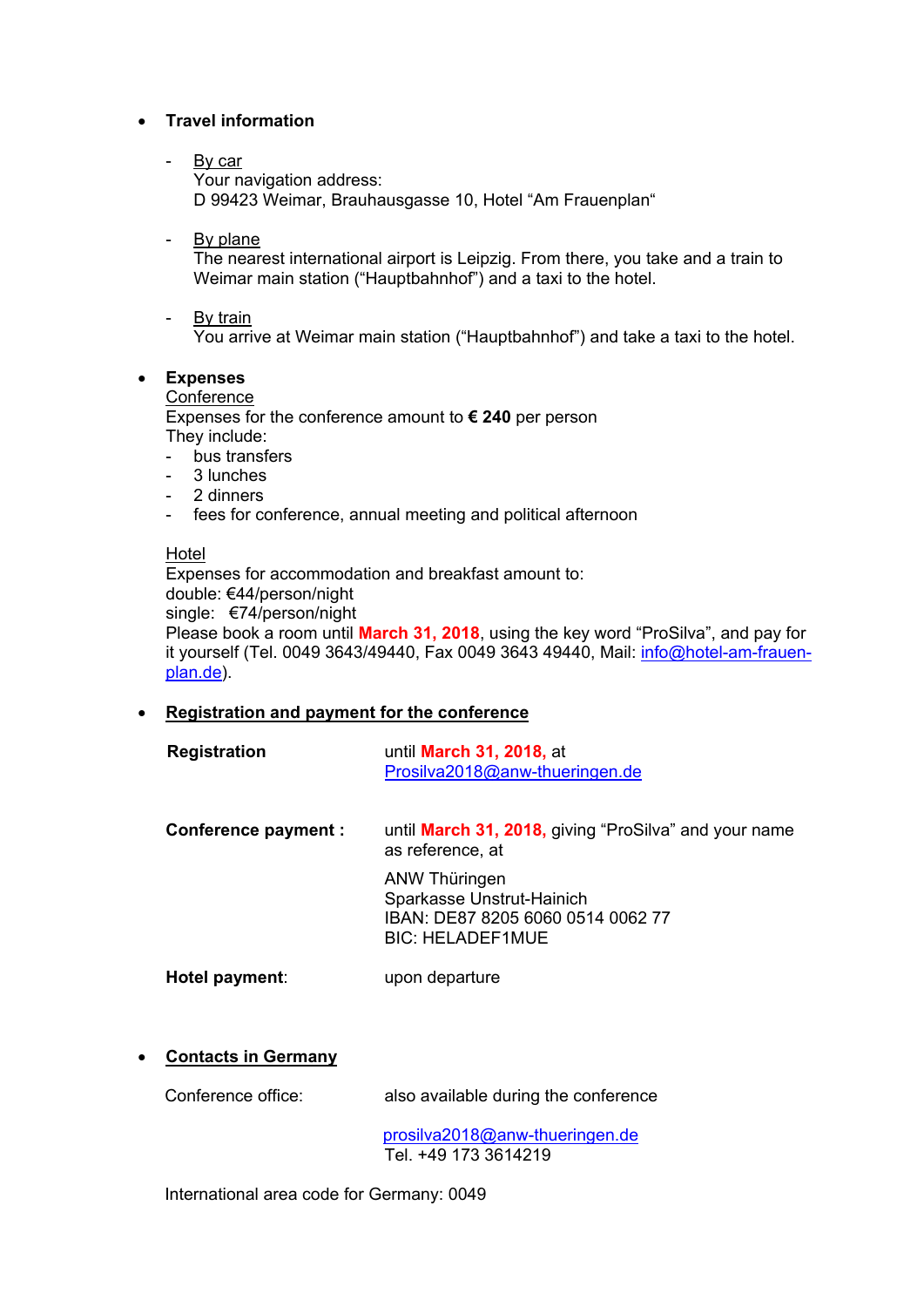- **Travel information**

  - By car
    Your navigation address:
    D 99423 Weimar, Brauhausgasse 10, Hotel "Am Frauenplan"

  - By plane
    The nearest international airport is Leipzig. From there, you take and a train to Weimar main station ("Hauptbahnhof") and a taxi to the hotel.

  - By train
    You arrive at Weimar main station ("Hauptbahnhof") and take a taxi to the hotel.

- **Expenses**
  Conference
  Expenses for the conference amount to **€ 240** per person
  They include:
  - bus transfers
  - 3 lunches
  - 2 dinners
  - fees for conference, annual meeting and political afternoon

  Hotel
  Expenses for accommodation and breakfast amount to:
  double: €44/person/night
  single: €74/person/night
  Please book a room until **March 31, 2018**, using the key word "ProSilva", and pay for it yourself (Tel. 0049 3643/49440, Fax 0049 3643 49440, Mail: info@hotel-am-frauen-plan.de).

- **Registration and payment for the conference**

  **Registration** until **March 31, 2018,** at Prosilva2018@anw-thueringen.de

  **Conference payment :** until **March 31, 2018,** giving "ProSilva" and your name as reference, at

  ANW Thüringen
  Sparkasse Unstrut-Hainich
  IBAN: DE87 8205 6060 0514 0062 77
  BIC: HELADEF1MUE

  **Hotel payment**: upon departure

- **Contacts in Germany**

  Conference office: also available during the conference

  prosilva2018@anw-thueringen.de
  Tel. +49 173 3614219

  International area code for Germany: 0049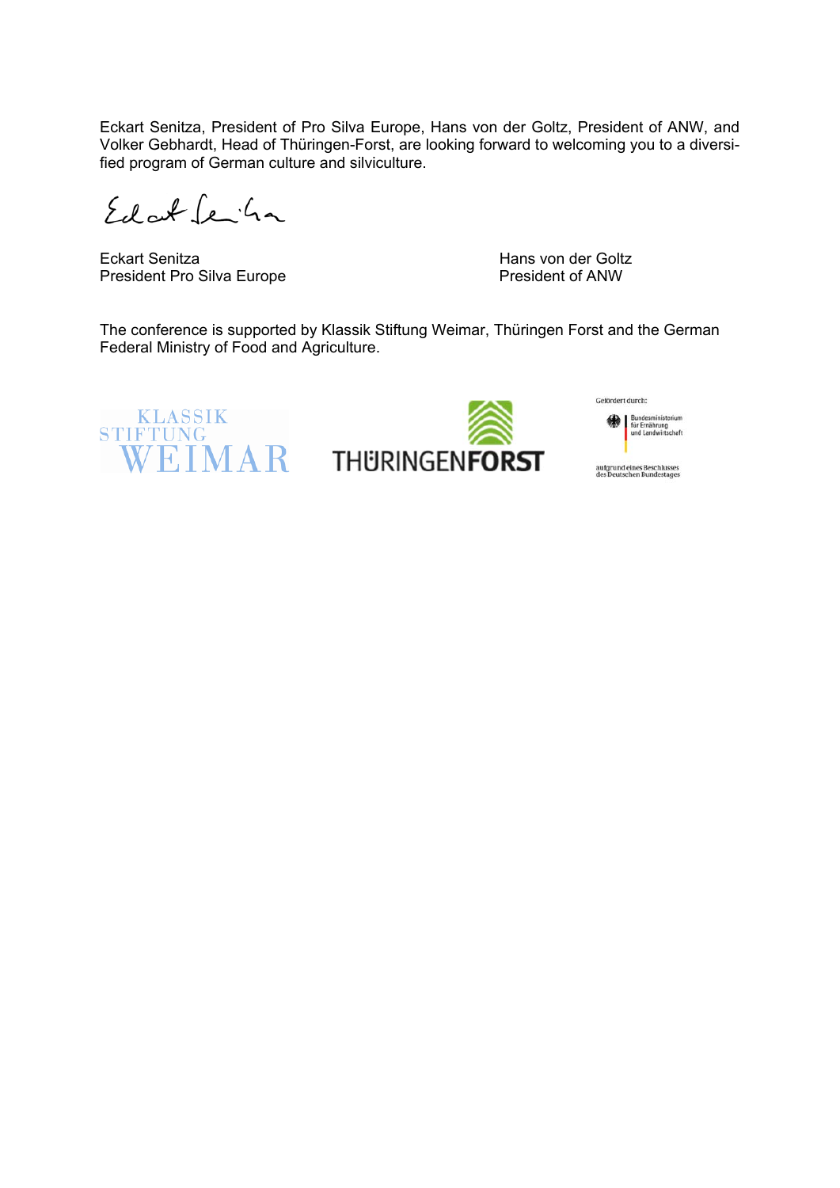Eckart Senitza, President of Pro Silva Europe, Hans von der Goltz, President of ANW, and Volker Gebhardt, Head of Thüringen-Forst, are looking forward to welcoming you to a diversified program of German culture and silviculture.

Eckart Senitza
President Pro Silva Europe

Hans von der Goltz
President of ANW

The conference is supported by Klassik Stiftung Weimar, Thüringen Forst and the German Federal Ministry of Food and Agriculture.

KLASSIK STIFTUNG WEIMAR

THÜRINGENFORST

Gefördert durch:

Bundesministerium für Ernährung und Landwirtschaft

aufgrund eines Beschlusses des Deutschen Bundestages